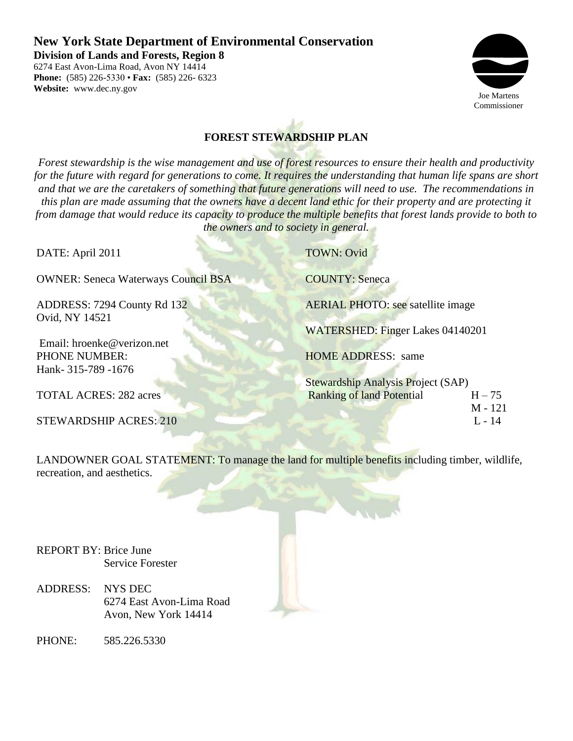# New York State Department of Environmental Conservation

**Division of Lands and Forests, Region 8**
6274 East Avon-Lima Road, Avon NY 14414
**Phone:** (585) 226-5330 • **Fax:** (585) 226- 6323
**Website:** www.dec.ny.gov

Joe Martens
Commissioner

## FOREST STEWARDSHIP PLAN

*Forest stewardship is the wise management and use of forest resources to ensure their health and productivity for the future with regard for generations to come. It requires the understanding that human life spans are short and that we are the caretakers of something that future generations will need to use. The recommendations in this plan are made assuming that the owners have a decent land ethic for their property and are protecting it from damage that would reduce its capacity to produce the multiple benefits that forest lands provide to both to the owners and to society in general.*

DATE: April 2011

OWNER: Seneca Waterways Council BSA

ADDRESS: 7294 County Rd 132
Ovid, NY 14521

Email: hroenke@verizon.net
PHONE NUMBER:
Hank- 315-789 -1676

TOTAL ACRES: 282 acres

STEWARDSHIP ACRES: 210

TOWN: Ovid

COUNTY: Seneca

AERIAL PHOTO: see satellite image

WATERSHED: Finger Lakes 04140201

HOME ADDRESS: same

Stewardship Analysis Project (SAP)
Ranking of land Potential H – 75
M - 121
L - 14

LANDOWNER GOAL STATEMENT: To manage the land for multiple benefits including timber, wildlife, recreation, and aesthetics.

REPORT BY: Brice June
Service Forester

ADDRESS: NYS DEC
6274 East Avon-Lima Road
Avon, New York 14414

PHONE: 585.226.5330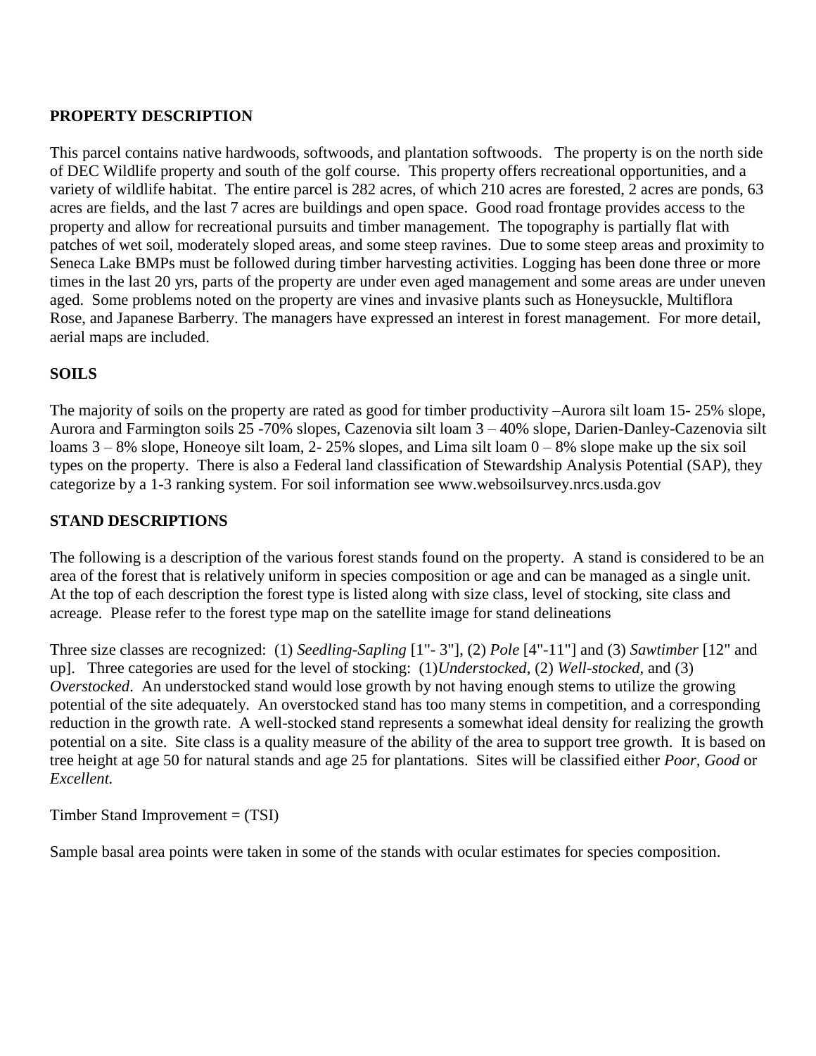## PROPERTY DESCRIPTION

This parcel contains native hardwoods, softwoods, and plantation softwoods. The property is on the north side of DEC Wildlife property and south of the golf course. This property offers recreational opportunities, and a variety of wildlife habitat. The entire parcel is 282 acres, of which 210 acres are forested, 2 acres are ponds, 63 acres are fields, and the last 7 acres are buildings and open space. Good road frontage provides access to the property and allow for recreational pursuits and timber management. The topography is partially flat with patches of wet soil, moderately sloped areas, and some steep ravines. Due to some steep areas and proximity to Seneca Lake BMPs must be followed during timber harvesting activities. Logging has been done three or more times in the last 20 yrs, parts of the property are under even aged management and some areas are under uneven aged. Some problems noted on the property are vines and invasive plants such as Honeysuckle, Multiflora Rose, and Japanese Barberry. The managers have expressed an interest in forest management. For more detail, aerial maps are included.

## SOILS

The majority of soils on the property are rated as good for timber productivity –Aurora silt loam 15- 25% slope, Aurora and Farmington soils 25 -70% slopes, Cazenovia silt loam 3 – 40% slope, Darien-Danley-Cazenovia silt loams 3 – 8% slope, Honeoye silt loam, 2- 25% slopes, and Lima silt loam 0 – 8% slope make up the six soil types on the property. There is also a Federal land classification of Stewardship Analysis Potential (SAP), they categorize by a 1-3 ranking system. For soil information see www.websoilsurvey.nrcs.usda.gov

## STAND DESCRIPTIONS

The following is a description of the various forest stands found on the property. A stand is considered to be an area of the forest that is relatively uniform in species composition or age and can be managed as a single unit. At the top of each description the forest type is listed along with size class, level of stocking, site class and acreage. Please refer to the forest type map on the satellite image for stand delineations

Three size classes are recognized: (1) *Seedling-Sapling* [1"- 3"], (2) *Pole* [4"-11"] and (3) *Sawtimber* [12" and up]. Three categories are used for the level of stocking: (1)*Understocked*, (2) *Well-stocked*, and (3) *Overstocked*. An understocked stand would lose growth by not having enough stems to utilize the growing potential of the site adequately. An overstocked stand has too many stems in competition, and a corresponding reduction in the growth rate. A well-stocked stand represents a somewhat ideal density for realizing the growth potential on a site. Site class is a quality measure of the ability of the area to support tree growth. It is based on tree height at age 50 for natural stands and age 25 for plantations. Sites will be classified either *Poor*, *Good* or *Excellent.*

Timber Stand Improvement = (TSI)

Sample basal area points were taken in some of the stands with ocular estimates for species composition.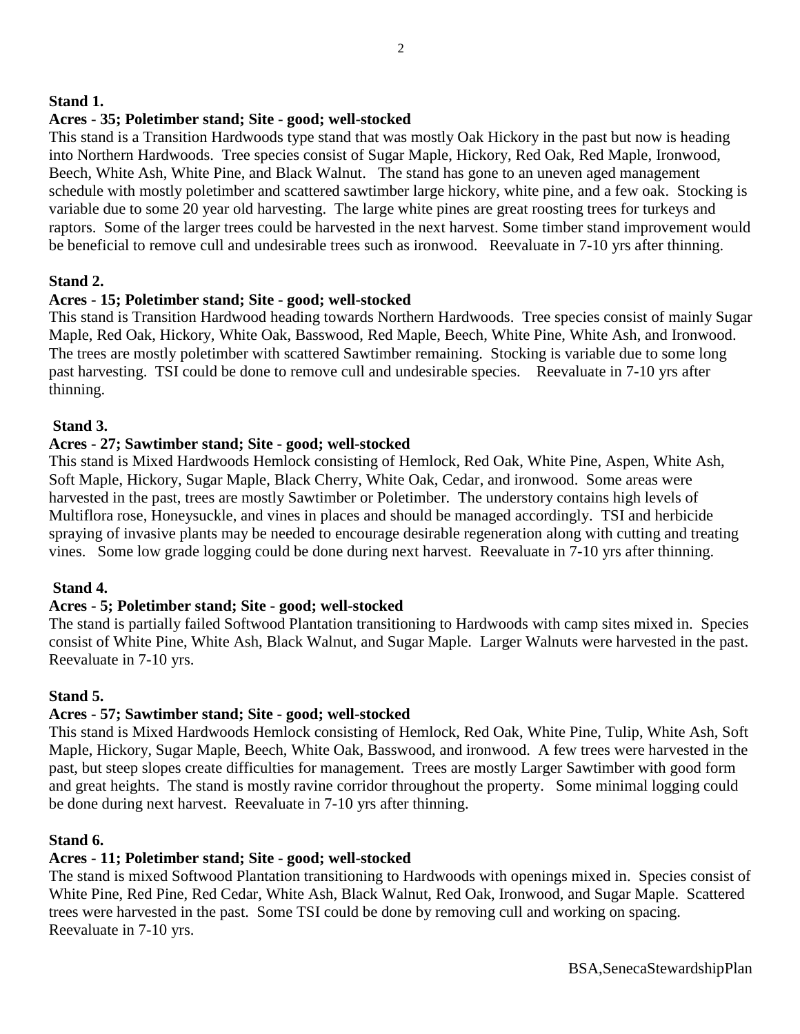**Stand 1.**

**Acres - 35; Poletimber stand; Site - good; well-stocked**

This stand is a Transition Hardwoods type stand that was mostly Oak Hickory in the past but now is heading into Northern Hardwoods. Tree species consist of Sugar Maple, Hickory, Red Oak, Red Maple, Ironwood, Beech, White Ash, White Pine, and Black Walnut. The stand has gone to an uneven aged management schedule with mostly poletimber and scattered sawtimber large hickory, white pine, and a few oak. Stocking is variable due to some 20 year old harvesting. The large white pines are great roosting trees for turkeys and raptors. Some of the larger trees could be harvested in the next harvest. Some timber stand improvement would be beneficial to remove cull and undesirable trees such as ironwood. Reevaluate in 7-10 yrs after thinning.

**Stand 2.**

**Acres - 15; Poletimber stand; Site - good; well-stocked**

This stand is Transition Hardwood heading towards Northern Hardwoods. Tree species consist of mainly Sugar Maple, Red Oak, Hickory, White Oak, Basswood, Red Maple, Beech, White Pine, White Ash, and Ironwood. The trees are mostly poletimber with scattered Sawtimber remaining. Stocking is variable due to some long past harvesting. TSI could be done to remove cull and undesirable species. Reevaluate in 7-10 yrs after thinning.

**Stand 3.**

**Acres - 27; Sawtimber stand; Site - good; well-stocked**

This stand is Mixed Hardwoods Hemlock consisting of Hemlock, Red Oak, White Pine, Aspen, White Ash, Soft Maple, Hickory, Sugar Maple, Black Cherry, White Oak, Cedar, and ironwood. Some areas were harvested in the past, trees are mostly Sawtimber or Poletimber. The understory contains high levels of Multiflora rose, Honeysuckle, and vines in places and should be managed accordingly. TSI and herbicide spraying of invasive plants may be needed to encourage desirable regeneration along with cutting and treating vines. Some low grade logging could be done during next harvest. Reevaluate in 7-10 yrs after thinning.

**Stand 4.**

**Acres - 5; Poletimber stand; Site - good; well-stocked**

The stand is partially failed Softwood Plantation transitioning to Hardwoods with camp sites mixed in. Species consist of White Pine, White Ash, Black Walnut, and Sugar Maple. Larger Walnuts were harvested in the past. Reevaluate in 7-10 yrs.

**Stand 5.**

**Acres - 57; Sawtimber stand; Site - good; well-stocked**

This stand is Mixed Hardwoods Hemlock consisting of Hemlock, Red Oak, White Pine, Tulip, White Ash, Soft Maple, Hickory, Sugar Maple, Beech, White Oak, Basswood, and ironwood. A few trees were harvested in the past, but steep slopes create difficulties for management. Trees are mostly Larger Sawtimber with good form and great heights. The stand is mostly ravine corridor throughout the property. Some minimal logging could be done during next harvest. Reevaluate in 7-10 yrs after thinning.

**Stand 6.**

**Acres - 11; Poletimber stand; Site - good; well-stocked**

The stand is mixed Softwood Plantation transitioning to Hardwoods with openings mixed in. Species consist of White Pine, Red Pine, Red Cedar, White Ash, Black Walnut, Red Oak, Ironwood, and Sugar Maple. Scattered trees were harvested in the past. Some TSI could be done by removing cull and working on spacing. Reevaluate in 7-10 yrs.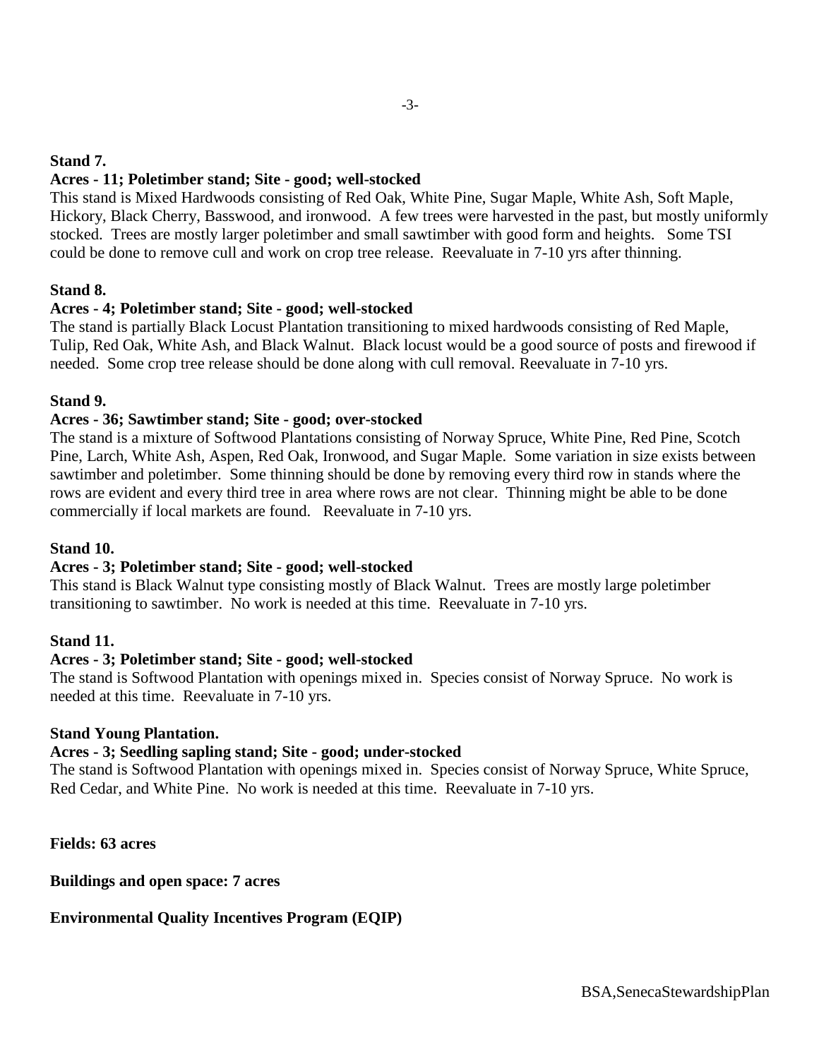**Stand 7.**

**Acres - 11; Poletimber stand; Site - good; well-stocked**

This stand is Mixed Hardwoods consisting of Red Oak, White Pine, Sugar Maple, White Ash, Soft Maple, Hickory, Black Cherry, Basswood, and ironwood. A few trees were harvested in the past, but mostly uniformly stocked. Trees are mostly larger poletimber and small sawtimber with good form and heights. Some TSI could be done to remove cull and work on crop tree release. Reevaluate in 7-10 yrs after thinning.

**Stand 8.**

**Acres - 4; Poletimber stand; Site - good; well-stocked**

The stand is partially Black Locust Plantation transitioning to mixed hardwoods consisting of Red Maple, Tulip, Red Oak, White Ash, and Black Walnut. Black locust would be a good source of posts and firewood if needed. Some crop tree release should be done along with cull removal. Reevaluate in 7-10 yrs.

**Stand 9.**

**Acres - 36; Sawtimber stand; Site - good; over-stocked**

The stand is a mixture of Softwood Plantations consisting of Norway Spruce, White Pine, Red Pine, Scotch Pine, Larch, White Ash, Aspen, Red Oak, Ironwood, and Sugar Maple. Some variation in size exists between sawtimber and poletimber. Some thinning should be done by removing every third row in stands where the rows are evident and every third tree in area where rows are not clear. Thinning might be able to be done commercially if local markets are found. Reevaluate in 7-10 yrs.

**Stand 10.**

**Acres - 3; Poletimber stand; Site - good; well-stocked**

This stand is Black Walnut type consisting mostly of Black Walnut. Trees are mostly large poletimber transitioning to sawtimber. No work is needed at this time. Reevaluate in 7-10 yrs.

**Stand 11.**

**Acres - 3; Poletimber stand; Site - good; well-stocked**

The stand is Softwood Plantation with openings mixed in. Species consist of Norway Spruce. No work is needed at this time. Reevaluate in 7-10 yrs.

**Stand Young Plantation.**

**Acres - 3; Seedling sapling stand; Site - good; under-stocked**

The stand is Softwood Plantation with openings mixed in. Species consist of Norway Spruce, White Spruce, Red Cedar, and White Pine. No work is needed at this time. Reevaluate in 7-10 yrs.

**Fields: 63 acres**

**Buildings and open space: 7 acres**

**Environmental Quality Incentives Program (EQIP)**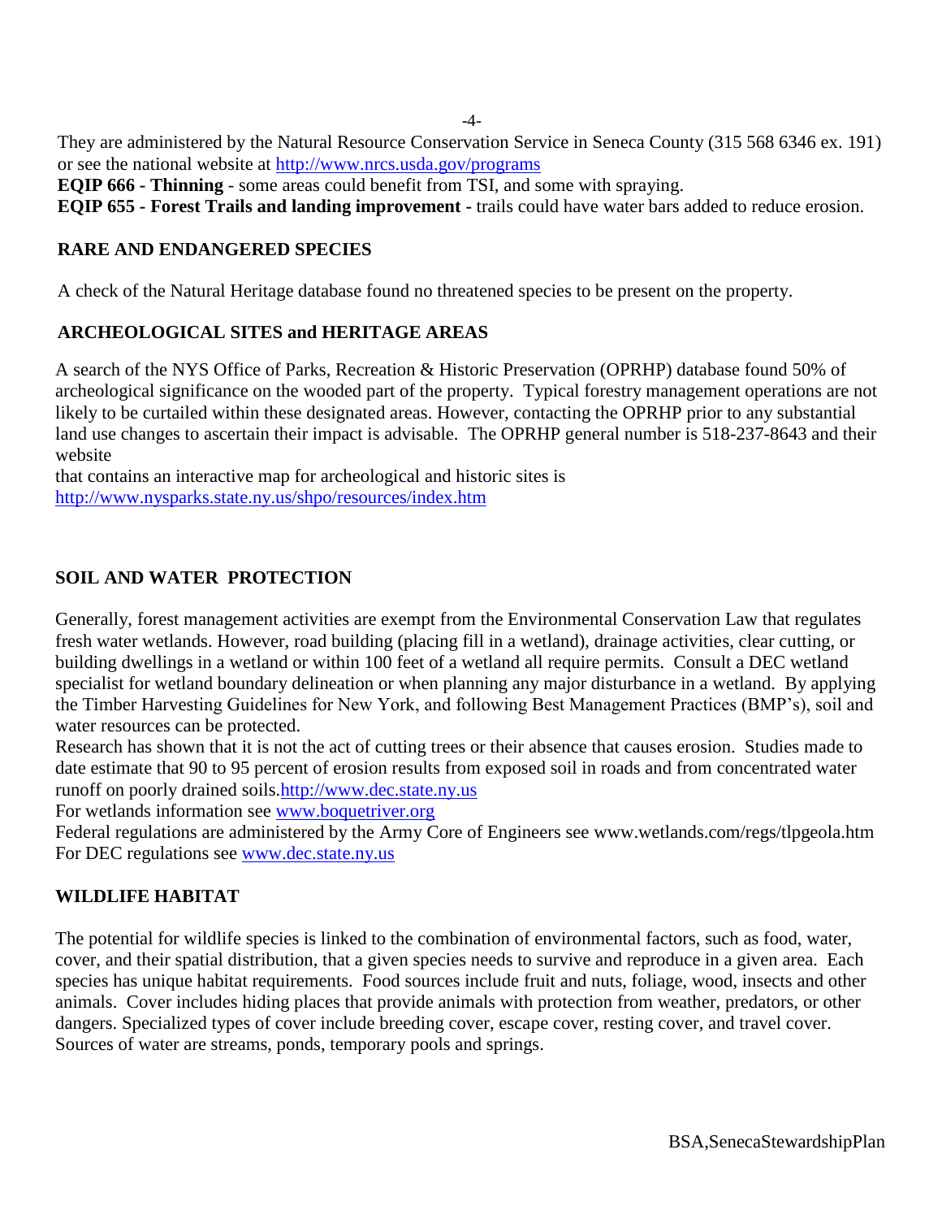They are administered by the Natural Resource Conservation Service in Seneca County (315 568 6346 ex. 191) or see the national website at http://www.nrcs.usda.gov/programs

**EQIP 666 - Thinning** - some areas could benefit from TSI, and some with spraying.

**EQIP 655 - Forest Trails and landing improvement -** trails could have water bars added to reduce erosion.

## RARE AND ENDANGERED SPECIES

A check of the Natural Heritage database found no threatened species to be present on the property.

## ARCHEOLOGICAL SITES and HERITAGE AREAS

A search of the NYS Office of Parks, Recreation & Historic Preservation (OPRHP) database found 50% of archeological significance on the wooded part of the property. Typical forestry management operations are not likely to be curtailed within these designated areas. However, contacting the OPRHP prior to any substantial land use changes to ascertain their impact is advisable. The OPRHP general number is 518-237-8643 and their website

that contains an interactive map for archeological and historic sites is http://www.nysparks.state.ny.us/shpo/resources/index.htm

## SOIL AND WATER PROTECTION

Generally, forest management activities are exempt from the Environmental Conservation Law that regulates fresh water wetlands. However, road building (placing fill in a wetland), drainage activities, clear cutting, or building dwellings in a wetland or within 100 feet of a wetland all require permits. Consult a DEC wetland specialist for wetland boundary delineation or when planning any major disturbance in a wetland. By applying the Timber Harvesting Guidelines for New York, and following Best Management Practices (BMP's), soil and water resources can be protected.

Research has shown that it is not the act of cutting trees or their absence that causes erosion. Studies made to date estimate that 90 to 95 percent of erosion results from exposed soil in roads and from concentrated water runoff on poorly drained soils.http://www.dec.state.ny.us

For wetlands information see www.boquetriver.org

Federal regulations are administered by the Army Core of Engineers see www.wetlands.com/regs/tlpgeola.htm

For DEC regulations see www.dec.state.ny.us

## WILDLIFE HABITAT

The potential for wildlife species is linked to the combination of environmental factors, such as food, water, cover, and their spatial distribution, that a given species needs to survive and reproduce in a given area. Each species has unique habitat requirements. Food sources include fruit and nuts, foliage, wood, insects and other animals. Cover includes hiding places that provide animals with protection from weather, predators, or other dangers. Specialized types of cover include breeding cover, escape cover, resting cover, and travel cover. Sources of water are streams, ponds, temporary pools and springs.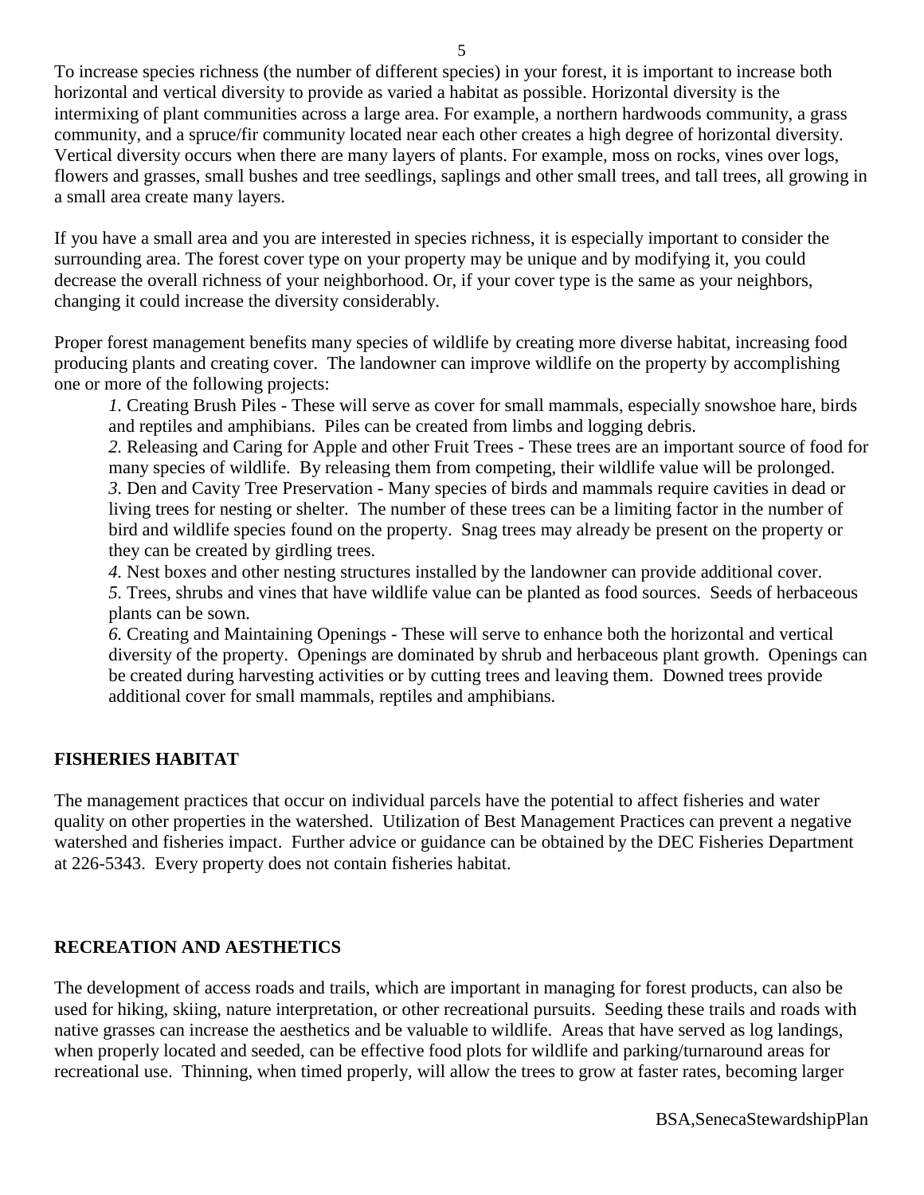To increase species richness (the number of different species) in your forest, it is important to increase both horizontal and vertical diversity to provide as varied a habitat as possible. Horizontal diversity is the intermixing of plant communities across a large area. For example, a northern hardwoods community, a grass community, and a spruce/fir community located near each other creates a high degree of horizontal diversity. Vertical diversity occurs when there are many layers of plants. For example, moss on rocks, vines over logs, flowers and grasses, small bushes and tree seedlings, saplings and other small trees, and tall trees, all growing in a small area create many layers.

If you have a small area and you are interested in species richness, it is especially important to consider the surrounding area. The forest cover type on your property may be unique and by modifying it, you could decrease the overall richness of your neighborhood. Or, if your cover type is the same as your neighbors, changing it could increase the diversity considerably.

Proper forest management benefits many species of wildlife by creating more diverse habitat, increasing food producing plants and creating cover. The landowner can improve wildlife on the property by accomplishing one or more of the following projects:

*1.* Creating Brush Piles - These will serve as cover for small mammals, especially snowshoe hare, birds and reptiles and amphibians. Piles can be created from limbs and logging debris.

*2.* Releasing and Caring for Apple and other Fruit Trees - These trees are an important source of food for many species of wildlife. By releasing them from competing, their wildlife value will be prolonged.

*3.* Den and Cavity Tree Preservation - Many species of birds and mammals require cavities in dead or living trees for nesting or shelter. The number of these trees can be a limiting factor in the number of bird and wildlife species found on the property. Snag trees may already be present on the property or they can be created by girdling trees.

*4.* Nest boxes and other nesting structures installed by the landowner can provide additional cover.

*5.* Trees, shrubs and vines that have wildlife value can be planted as food sources. Seeds of herbaceous plants can be sown.

*6.* Creating and Maintaining Openings - These will serve to enhance both the horizontal and vertical diversity of the property. Openings are dominated by shrub and herbaceous plant growth. Openings can be created during harvesting activities or by cutting trees and leaving them. Downed trees provide additional cover for small mammals, reptiles and amphibians.

## FISHERIES HABITAT

The management practices that occur on individual parcels have the potential to affect fisheries and water quality on other properties in the watershed. Utilization of Best Management Practices can prevent a negative watershed and fisheries impact. Further advice or guidance can be obtained by the DEC Fisheries Department at 226-5343. Every property does not contain fisheries habitat.

## RECREATION AND AESTHETICS

The development of access roads and trails, which are important in managing for forest products, can also be used for hiking, skiing, nature interpretation, or other recreational pursuits. Seeding these trails and roads with native grasses can increase the aesthetics and be valuable to wildlife. Areas that have served as log landings, when properly located and seeded, can be effective food plots for wildlife and parking/turnaround areas for recreational use. Thinning, when timed properly, will allow the trees to grow at faster rates, becoming larger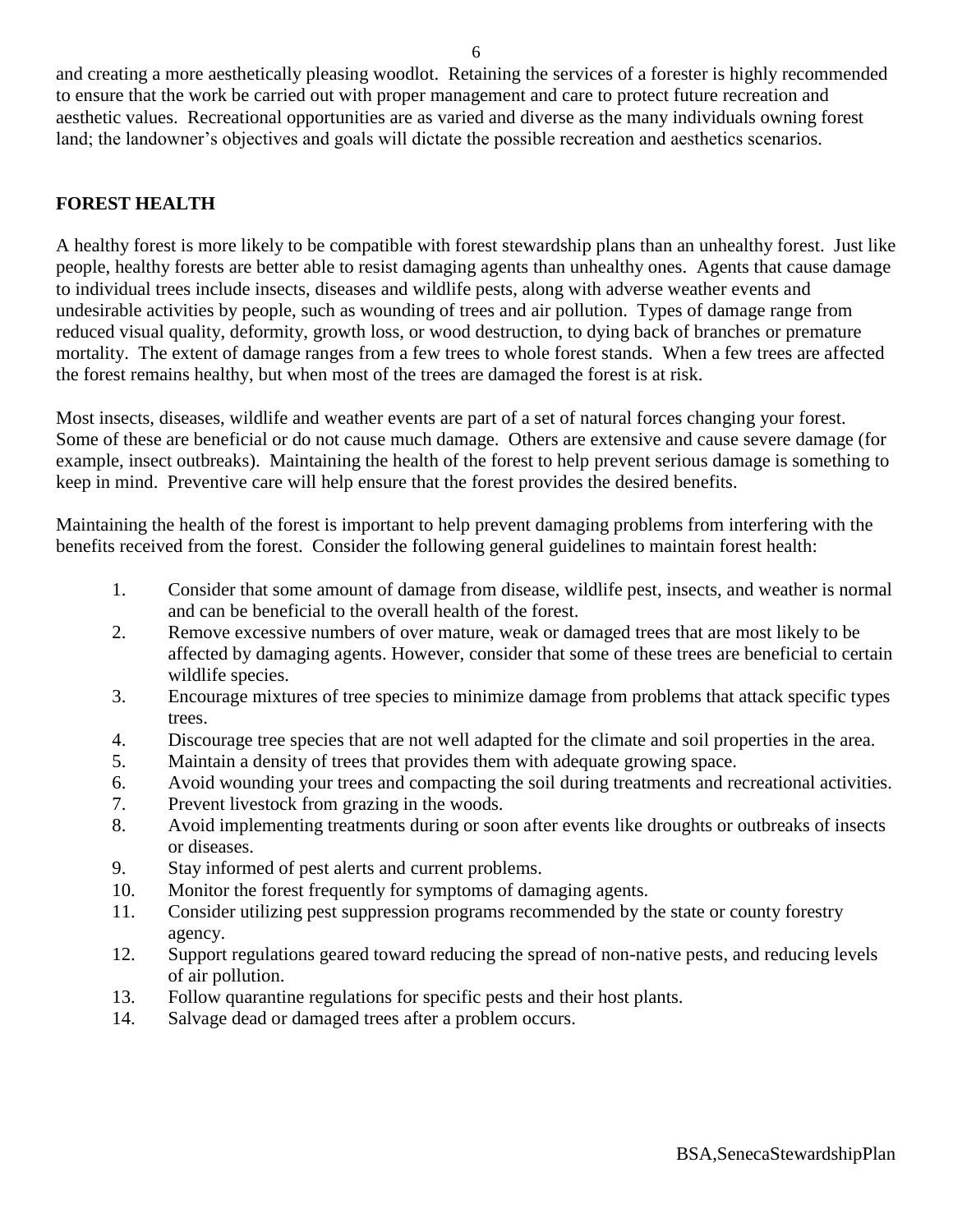and creating a more aesthetically pleasing woodlot. Retaining the services of a forester is highly recommended to ensure that the work be carried out with proper management and care to protect future recreation and aesthetic values. Recreational opportunities are as varied and diverse as the many individuals owning forest land; the landowner's objectives and goals will dictate the possible recreation and aesthetics scenarios.

## FOREST HEALTH

A healthy forest is more likely to be compatible with forest stewardship plans than an unhealthy forest. Just like people, healthy forests are better able to resist damaging agents than unhealthy ones. Agents that cause damage to individual trees include insects, diseases and wildlife pests, along with adverse weather events and undesirable activities by people, such as wounding of trees and air pollution. Types of damage range from reduced visual quality, deformity, growth loss, or wood destruction, to dying back of branches or premature mortality. The extent of damage ranges from a few trees to whole forest stands. When a few trees are affected the forest remains healthy, but when most of the trees are damaged the forest is at risk.

Most insects, diseases, wildlife and weather events are part of a set of natural forces changing your forest. Some of these are beneficial or do not cause much damage. Others are extensive and cause severe damage (for example, insect outbreaks). Maintaining the health of the forest to help prevent serious damage is something to keep in mind. Preventive care will help ensure that the forest provides the desired benefits.

Maintaining the health of the forest is important to help prevent damaging problems from interfering with the benefits received from the forest. Consider the following general guidelines to maintain forest health:

1. Consider that some amount of damage from disease, wildlife pest, insects, and weather is normal and can be beneficial to the overall health of the forest.
2. Remove excessive numbers of over mature, weak or damaged trees that are most likely to be affected by damaging agents. However, consider that some of these trees are beneficial to certain wildlife species.
3. Encourage mixtures of tree species to minimize damage from problems that attack specific types trees.
4. Discourage tree species that are not well adapted for the climate and soil properties in the area.
5. Maintain a density of trees that provides them with adequate growing space.
6. Avoid wounding your trees and compacting the soil during treatments and recreational activities.
7. Prevent livestock from grazing in the woods.
8. Avoid implementing treatments during or soon after events like droughts or outbreaks of insects or diseases.
9. Stay informed of pest alerts and current problems.
10. Monitor the forest frequently for symptoms of damaging agents.
11. Consider utilizing pest suppression programs recommended by the state or county forestry agency.
12. Support regulations geared toward reducing the spread of non-native pests, and reducing levels of air pollution.
13. Follow quarantine regulations for specific pests and their host plants.
14. Salvage dead or damaged trees after a problem occurs.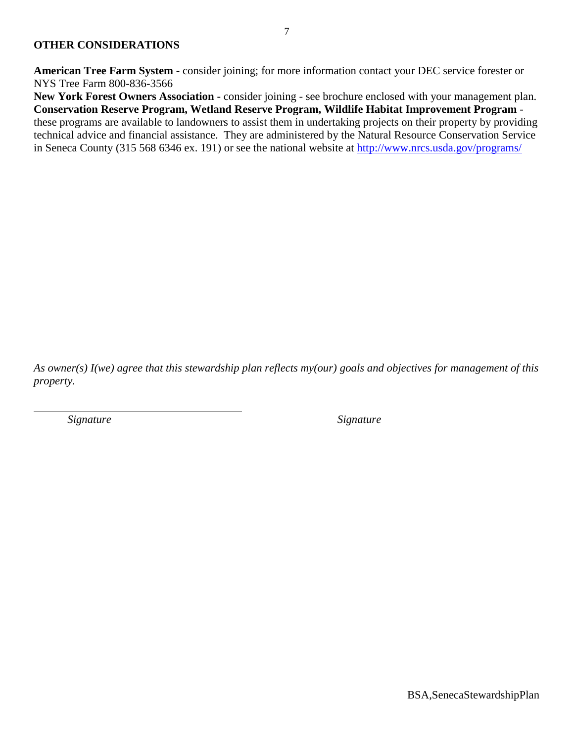**OTHER CONSIDERATIONS**

**American Tree Farm System -** consider joining; for more information contact your DEC service forester or NYS Tree Farm 800-836-3566

**New York Forest Owners Association -** consider joining - see brochure enclosed with your management plan.

**Conservation Reserve Program, Wetland Reserve Program, Wildlife Habitat Improvement Program** - these programs are available to landowners to assist them in undertaking projects on their property by providing technical advice and financial assistance. They are administered by the Natural Resource Conservation Service in Seneca County (315 568 6346 ex. 191) or see the national website at http://www.nrcs.usda.gov/programs/

*As owner(s) I(we) agree that this stewardship plan reflects my(our) goals and objectives for management of this property.*

\_\_\_\_\_\_\_\_\_\_\_\_\_\_\_\_\_\_\_\_\_\_\_\_\_\_\_\_\_\_\_\_\_\_\_\_\_\_

*Signature* *Signature*

BSA,SenecaStewardshipPlan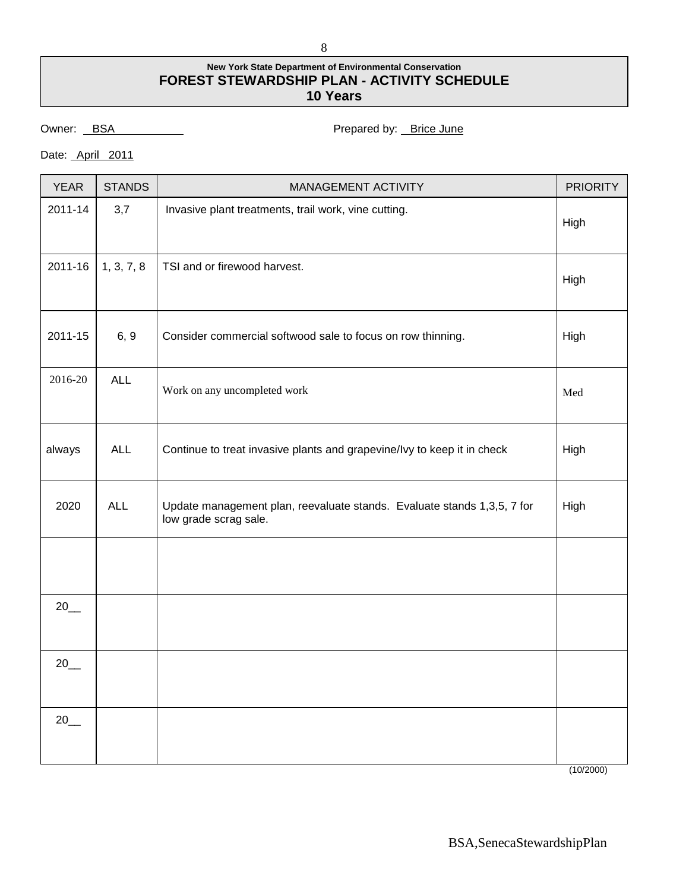**New York State Department of Environmental Conservation**

## FOREST STEWARDSHIP PLAN - ACTIVITY SCHEDULE

### 10 Years

Owner: BSA

Prepared by: Brice June

Date: April 2011

| YEAR | STANDS | MANAGEMENT ACTIVITY | PRIORITY |
|---|---|---|---|
| 2011-14 | 3,7 | Invasive plant treatments, trail work, vine cutting. | High |
| 2011-16 | 1, 3, 7, 8 | TSI and or firewood harvest. | High |
| 2011-15 | 6, 9 | Consider commercial softwood sale to focus on row thinning. | High |
| 2016-20 | ALL | Work on any uncompleted work | Med |
| always | ALL | Continue to treat invasive plants and grapevine/Ivy to keep it in check | High |
| 2020 | ALL | Update management plan, reevaluate stands. Evaluate stands 1,3,5, 7 for low grade scrag sale. | High |
| | | | |
| 20__ | | | |
| 20__ | | | |
| 20__ | | | |

(10/2000)